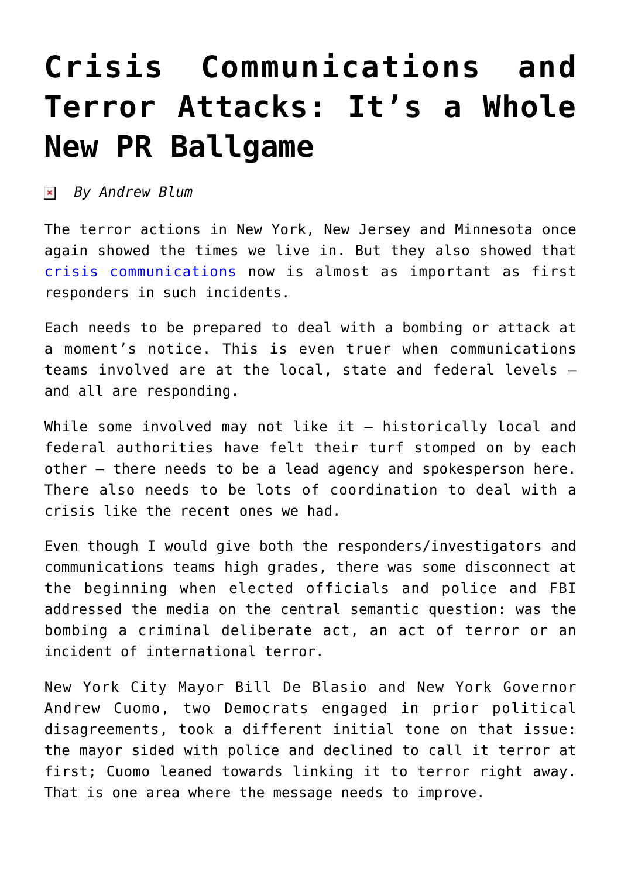# Crisis Communications and Terror Attacks: It's a Whole New PR Ballgame

*By Andrew Blum*

The terror actions in New York, New Jersey and Minnesota once again showed the times we live in. But they also showed that crisis communications now is almost as important as first responders in such incidents.

Each needs to be prepared to deal with a bombing or attack at a moment's notice. This is even truer when communications teams involved are at the local, state and federal levels — and all are responding.

While some involved may not like it – historically local and federal authorities have felt their turf stomped on by each other — there needs to be a lead agency and spokesperson here. There also needs to be lots of coordination to deal with a crisis like the recent ones we had.

Even though I would give both the responders/investigators and communications teams high grades, there was some disconnect at the beginning when elected officials and police and FBI addressed the media on the central semantic question: was the bombing a criminal deliberate act, an act of terror or an incident of international terror.

New York City Mayor Bill De Blasio and New York Governor Andrew Cuomo, two Democrats engaged in prior political disagreements, took a different initial tone on that issue: the mayor sided with police and declined to call it terror at first; Cuomo leaned towards linking it to terror right away. That is one area where the message needs to improve.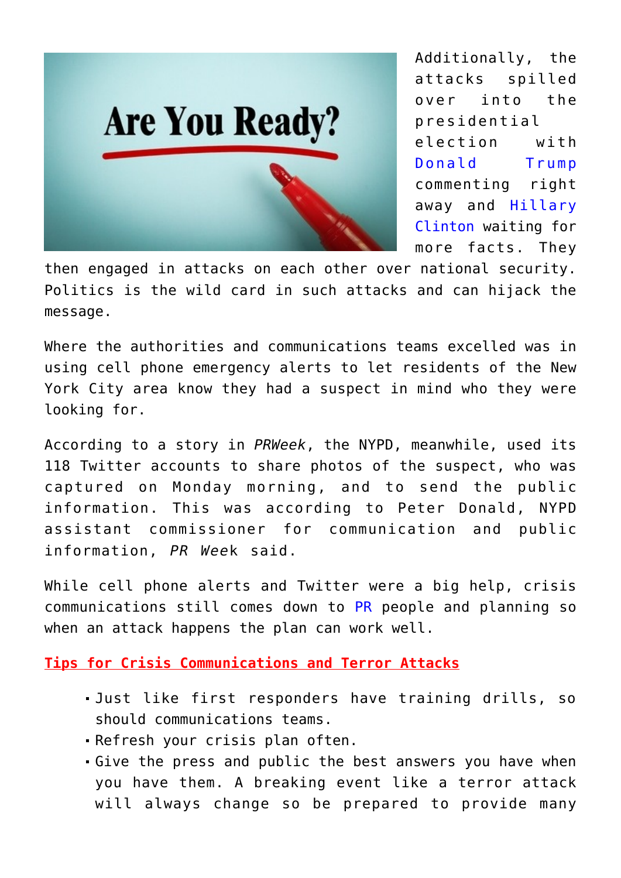Additionally, the attacks spilled over into the presidential election with Donald Trump commenting right away and Hillary Clinton waiting for more facts. They then engaged in attacks on each other over national security. Politics is the wild card in such attacks and can hijack the message.

Where the authorities and communications teams excelled was in using cell phone emergency alerts to let residents of the New York City area know they had a suspect in mind who they were looking for.

According to a story in *PRWeek*, the NYPD, meanwhile, used its 118 Twitter accounts to share photos of the suspect, who was captured on Monday morning, and to send the public information. This was according to Peter Donald, NYPD assistant commissioner for communication and public information, *PR Week* said.

While cell phone alerts and Twitter were a big help, crisis communications still comes down to PR people and planning so when an attack happens the plan can work well.

**Tips for Crisis Communications and Terror Attacks**

- Just like first responders have training drills, so should communications teams.
- Refresh your crisis plan often.
- Give the press and public the best answers you have when you have them. A breaking event like a terror attack will always change so be prepared to provide many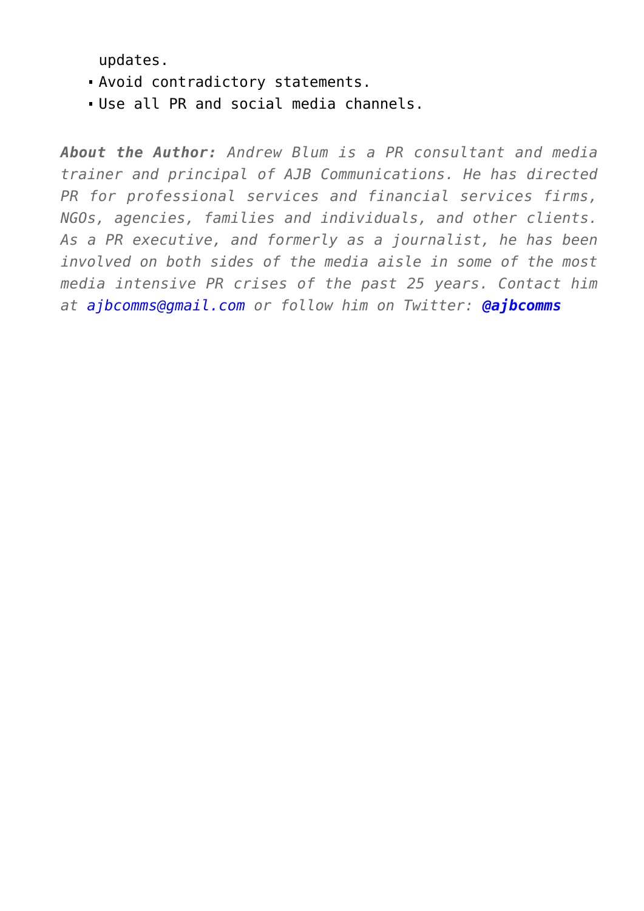updates.

- Avoid contradictory statements.
- Use all PR and social media channels.

***About the Author:*** *Andrew Blum is a PR consultant and media trainer and principal of AJB Communications. He has directed PR for professional services and financial services firms, NGOs, agencies, families and individuals, and other clients. As a PR executive, and formerly as a journalist, he has been involved on both sides of the media aisle in some of the most media intensive PR crises of the past 25 years. Contact him at ajbcomms@gmail.com or follow him on Twitter:* ***@ajbcomms***